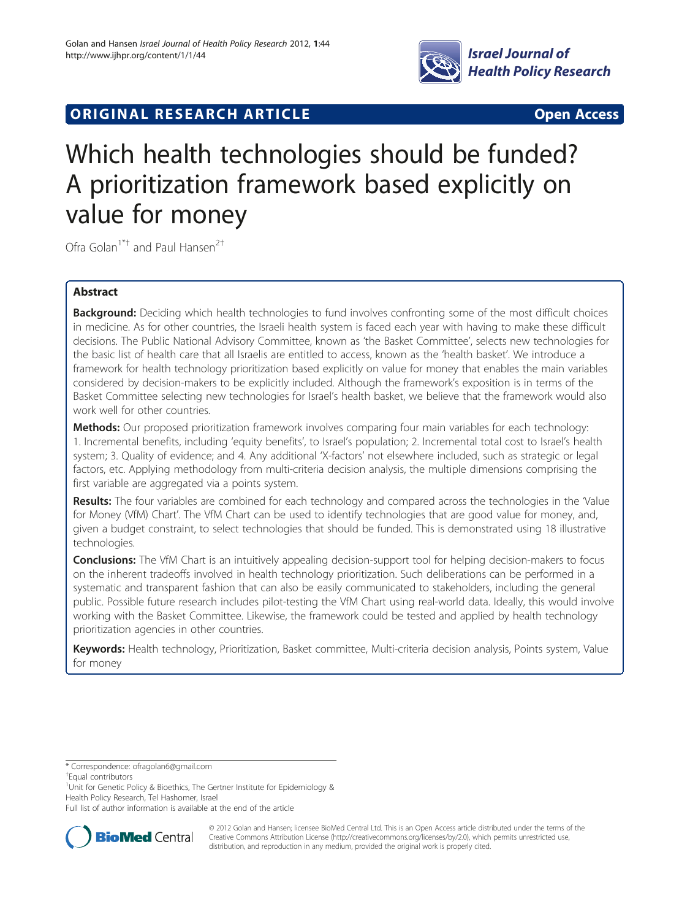ORIGINAL RESEARCH ARTICLE Open Access

# Which health technologies should be funded? A prioritization framework based explicitly on value for money

Ofra Golan[1*†] and Paul Hansen[2†]

## Abstract

**Background:** Deciding which health technologies to fund involves confronting some of the most difficult choices in medicine. As for other countries, the Israeli health system is faced each year with having to make these difficult decisions. The Public National Advisory Committee, known as 'the Basket Committee', selects new technologies for the basic list of health care that all Israelis are entitled to access, known as the 'health basket'. We introduce a framework for health technology prioritization based explicitly on value for money that enables the main variables considered by decision-makers to be explicitly included. Although the framework's exposition is in terms of the Basket Committee selecting new technologies for Israel's health basket, we believe that the framework would also work well for other countries.

**Methods:** Our proposed prioritization framework involves comparing four main variables for each technology: 1. Incremental benefits, including 'equity benefits', to Israel's population; 2. Incremental total cost to Israel's health system; 3. Quality of evidence; and 4. Any additional 'X-factors' not elsewhere included, such as strategic or legal factors, etc. Applying methodology from multi-criteria decision analysis, the multiple dimensions comprising the first variable are aggregated via a points system.

**Results:** The four variables are combined for each technology and compared across the technologies in the 'Value for Money (VfM) Chart'. The VfM Chart can be used to identify technologies that are good value for money, and, given a budget constraint, to select technologies that should be funded. This is demonstrated using 18 illustrative technologies.

**Conclusions:** The VfM Chart is an intuitively appealing decision-support tool for helping decision-makers to focus on the inherent tradeoffs involved in health technology prioritization. Such deliberations can be performed in a systematic and transparent fashion that can also be easily communicated to stakeholders, including the general public. Possible future research includes pilot-testing the VfM Chart using real-world data. Ideally, this would involve working with the Basket Committee. Likewise, the framework could be tested and applied by health technology prioritization agencies in other countries.

**Keywords:** Health technology, Prioritization, Basket committee, Multi-criteria decision analysis, Points system, Value for money

---

\* Correspondence: ofragolan6@gmail.com

†Equal contributors

[1]Unit for Genetic Policy & Bioethics, The Gertner Institute for Epidemiology & Health Policy Research, Tel Hashomer, Israel

Full list of author information is available at the end of the article

© 2012 Golan and Hansen; licensee BioMed Central Ltd. This is an Open Access article distributed under the terms of the Creative Commons Attribution License (http://creativecommons.org/licenses/by/2.0), which permits unrestricted use, distribution, and reproduction in any medium, provided the original work is properly cited.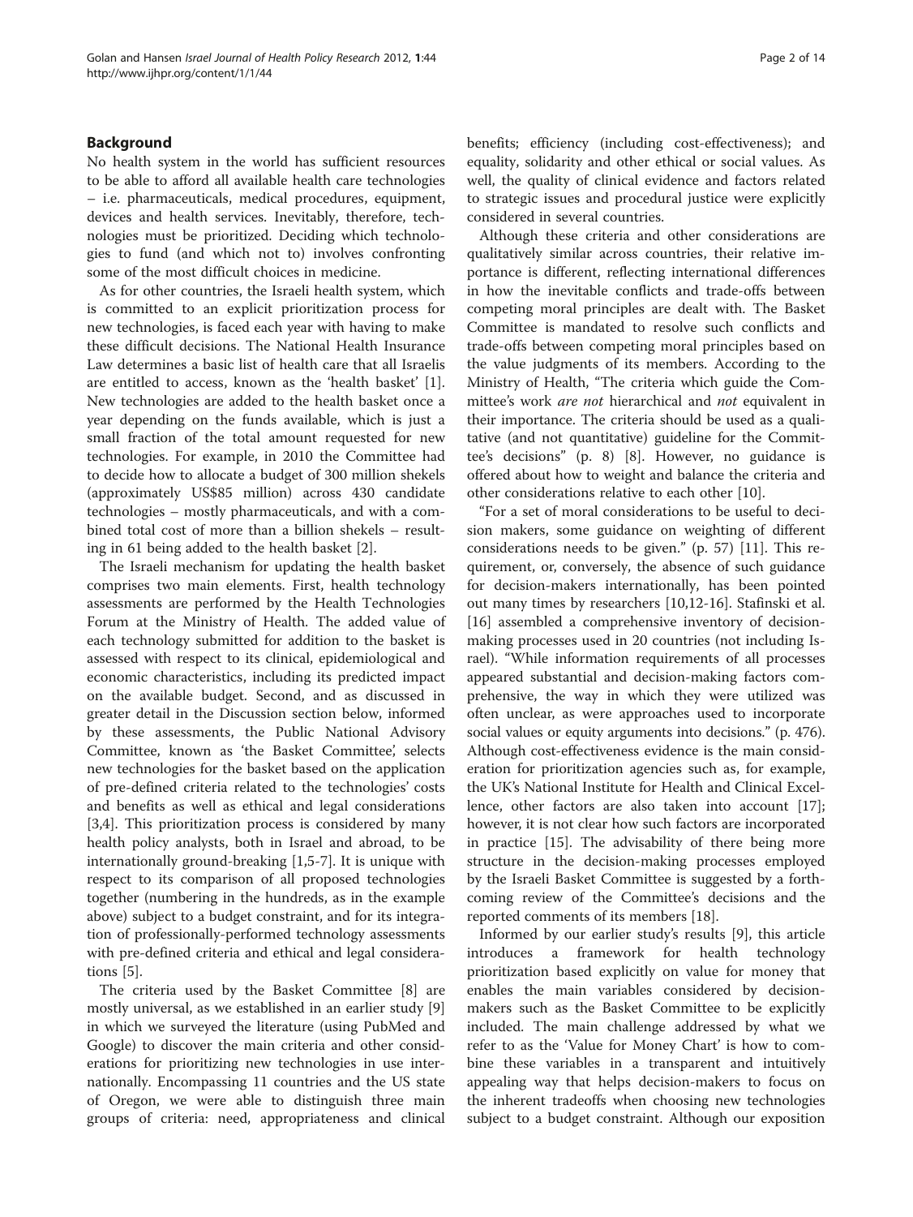## Background

No health system in the world has sufficient resources to be able to afford all available health care technologies – i.e. pharmaceuticals, medical procedures, equipment, devices and health services. Inevitably, therefore, technologies must be prioritized. Deciding which technologies to fund (and which not to) involves confronting some of the most difficult choices in medicine.

As for other countries, the Israeli health system, which is committed to an explicit prioritization process for new technologies, is faced each year with having to make these difficult decisions. The National Health Insurance Law determines a basic list of health care that all Israelis are entitled to access, known as the 'health basket' [1]. New technologies are added to the health basket once a year depending on the funds available, which is just a small fraction of the total amount requested for new technologies. For example, in 2010 the Committee had to decide how to allocate a budget of 300 million shekels (approximately US$85 million) across 430 candidate technologies – mostly pharmaceuticals, and with a combined total cost of more than a billion shekels – resulting in 61 being added to the health basket [2].

The Israeli mechanism for updating the health basket comprises two main elements. First, health technology assessments are performed by the Health Technologies Forum at the Ministry of Health. The added value of each technology submitted for addition to the basket is assessed with respect to its clinical, epidemiological and economic characteristics, including its predicted impact on the available budget. Second, and as discussed in greater detail in the Discussion section below, informed by these assessments, the Public National Advisory Committee, known as 'the Basket Committee', selects new technologies for the basket based on the application of pre-defined criteria related to the technologies' costs and benefits as well as ethical and legal considerations [3,4]. This prioritization process is considered by many health policy analysts, both in Israel and abroad, to be internationally ground-breaking [1,5-7]. It is unique with respect to its comparison of all proposed technologies together (numbering in the hundreds, as in the example above) subject to a budget constraint, and for its integration of professionally-performed technology assessments with pre-defined criteria and ethical and legal considerations [5].

The criteria used by the Basket Committee [8] are mostly universal, as we established in an earlier study [9] in which we surveyed the literature (using PubMed and Google) to discover the main criteria and other considerations for prioritizing new technologies in use internationally. Encompassing 11 countries and the US state of Oregon, we were able to distinguish three main groups of criteria: need, appropriateness and clinical benefits; efficiency (including cost-effectiveness); and equality, solidarity and other ethical or social values. As well, the quality of clinical evidence and factors related to strategic issues and procedural justice were explicitly considered in several countries.

Although these criteria and other considerations are qualitatively similar across countries, their relative importance is different, reflecting international differences in how the inevitable conflicts and trade-offs between competing moral principles are dealt with. The Basket Committee is mandated to resolve such conflicts and trade-offs between competing moral principles based on the value judgments of its members. According to the Ministry of Health, "The criteria which guide the Committee's work *are not* hierarchical and *not* equivalent in their importance. The criteria should be used as a qualitative (and not quantitative) guideline for the Committee's decisions" (p. 8) [8]. However, no guidance is offered about how to weight and balance the criteria and other considerations relative to each other [10].

"For a set of moral considerations to be useful to decision makers, some guidance on weighting of different considerations needs to be given." (p. 57) [11]. This requirement, or, conversely, the absence of such guidance for decision-makers internationally, has been pointed out many times by researchers [10,12-16]. Stafinski et al. [16] assembled a comprehensive inventory of decision-making processes used in 20 countries (not including Israel). "While information requirements of all processes appeared substantial and decision-making factors comprehensive, the way in which they were utilized was often unclear, as were approaches used to incorporate social values or equity arguments into decisions." (p. 476). Although cost-effectiveness evidence is the main consideration for prioritization agencies such as, for example, the UK's National Institute for Health and Clinical Excellence, other factors are also taken into account [17]; however, it is not clear how such factors are incorporated in practice [15]. The advisability of there being more structure in the decision-making processes employed by the Israeli Basket Committee is suggested by a forthcoming review of the Committee's decisions and the reported comments of its members [18].

Informed by our earlier study's results [9], this article introduces a framework for health technology prioritization based explicitly on value for money that enables the main variables considered by decision-makers such as the Basket Committee to be explicitly included. The main challenge addressed by what we refer to as the 'Value for Money Chart' is how to combine these variables in a transparent and intuitively appealing way that helps decision-makers to focus on the inherent tradeoffs when choosing new technologies subject to a budget constraint. Although our exposition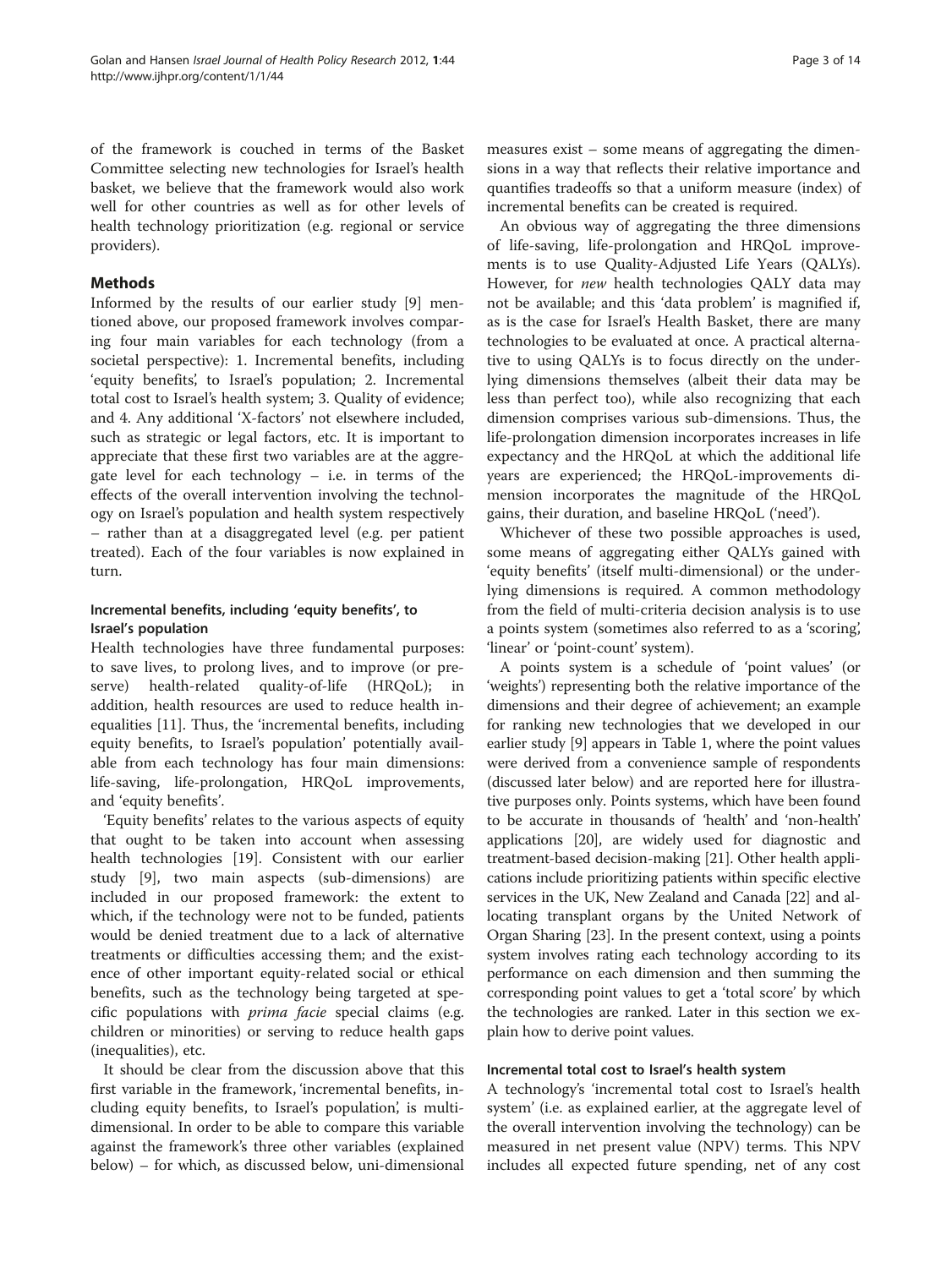of the framework is couched in terms of the Basket Committee selecting new technologies for Israel's health basket, we believe that the framework would also work well for other countries as well as for other levels of health technology prioritization (e.g. regional or service providers).

## Methods

Informed by the results of our earlier study [9] mentioned above, our proposed framework involves comparing four main variables for each technology (from a societal perspective): 1. Incremental benefits, including 'equity benefits', to Israel's population; 2. Incremental total cost to Israel's health system; 3. Quality of evidence; and 4. Any additional 'X-factors' not elsewhere included, such as strategic or legal factors, etc. It is important to appreciate that these first two variables are at the aggregate level for each technology – i.e. in terms of the effects of the overall intervention involving the technology on Israel's population and health system respectively – rather than at a disaggregated level (e.g. per patient treated). Each of the four variables is now explained in turn.

### Incremental benefits, including 'equity benefits', to Israel's population

Health technologies have three fundamental purposes: to save lives, to prolong lives, and to improve (or preserve) health-related quality-of-life (HRQoL); in addition, health resources are used to reduce health inequalities [11]. Thus, the 'incremental benefits, including equity benefits, to Israel's population' potentially available from each technology has four main dimensions: life-saving, life-prolongation, HRQoL improvements, and 'equity benefits'.

'Equity benefits' relates to the various aspects of equity that ought to be taken into account when assessing health technologies [19]. Consistent with our earlier study [9], two main aspects (sub-dimensions) are included in our proposed framework: the extent to which, if the technology were not to be funded, patients would be denied treatment due to a lack of alternative treatments or difficulties accessing them; and the existence of other important equity-related social or ethical benefits, such as the technology being targeted at specific populations with *prima facie* special claims (e.g. children or minorities) or serving to reduce health gaps (inequalities), etc.

It should be clear from the discussion above that this first variable in the framework, 'incremental benefits, including equity benefits, to Israel's population', is multidimensional. In order to be able to compare this variable against the framework's three other variables (explained below) – for which, as discussed below, uni-dimensional measures exist – some means of aggregating the dimensions in a way that reflects their relative importance and quantifies tradeoffs so that a uniform measure (index) of incremental benefits can be created is required.

An obvious way of aggregating the three dimensions of life-saving, life-prolongation and HRQoL improvements is to use Quality-Adjusted Life Years (QALYs). However, for *new* health technologies QALY data may not be available; and this 'data problem' is magnified if, as is the case for Israel's Health Basket, there are many technologies to be evaluated at once. A practical alternative to using QALYs is to focus directly on the underlying dimensions themselves (albeit their data may be less than perfect too), while also recognizing that each dimension comprises various sub-dimensions. Thus, the life-prolongation dimension incorporates increases in life expectancy and the HRQoL at which the additional life years are experienced; the HRQoL-improvements dimension incorporates the magnitude of the HRQoL gains, their duration, and baseline HRQoL ('need').

Whichever of these two possible approaches is used, some means of aggregating either QALYs gained with 'equity benefits' (itself multi-dimensional) or the underlying dimensions is required. A common methodology from the field of multi-criteria decision analysis is to use a points system (sometimes also referred to as a 'scoring', 'linear' or 'point-count' system).

A points system is a schedule of 'point values' (or 'weights') representing both the relative importance of the dimensions and their degree of achievement; an example for ranking new technologies that we developed in our earlier study [9] appears in Table 1, where the point values were derived from a convenience sample of respondents (discussed later below) and are reported here for illustrative purposes only. Points systems, which have been found to be accurate in thousands of 'health' and 'non-health' applications [20], are widely used for diagnostic and treatment-based decision-making [21]. Other health applications include prioritizing patients within specific elective services in the UK, New Zealand and Canada [22] and allocating transplant organs by the United Network of Organ Sharing [23]. In the present context, using a points system involves rating each technology according to its performance on each dimension and then summing the corresponding point values to get a 'total score' by which the technologies are ranked. Later in this section we explain how to derive point values.

### Incremental total cost to Israel's health system

A technology's 'incremental total cost to Israel's health system' (i.e. as explained earlier, at the aggregate level of the overall intervention involving the technology) can be measured in net present value (NPV) terms. This NPV includes all expected future spending, net of any cost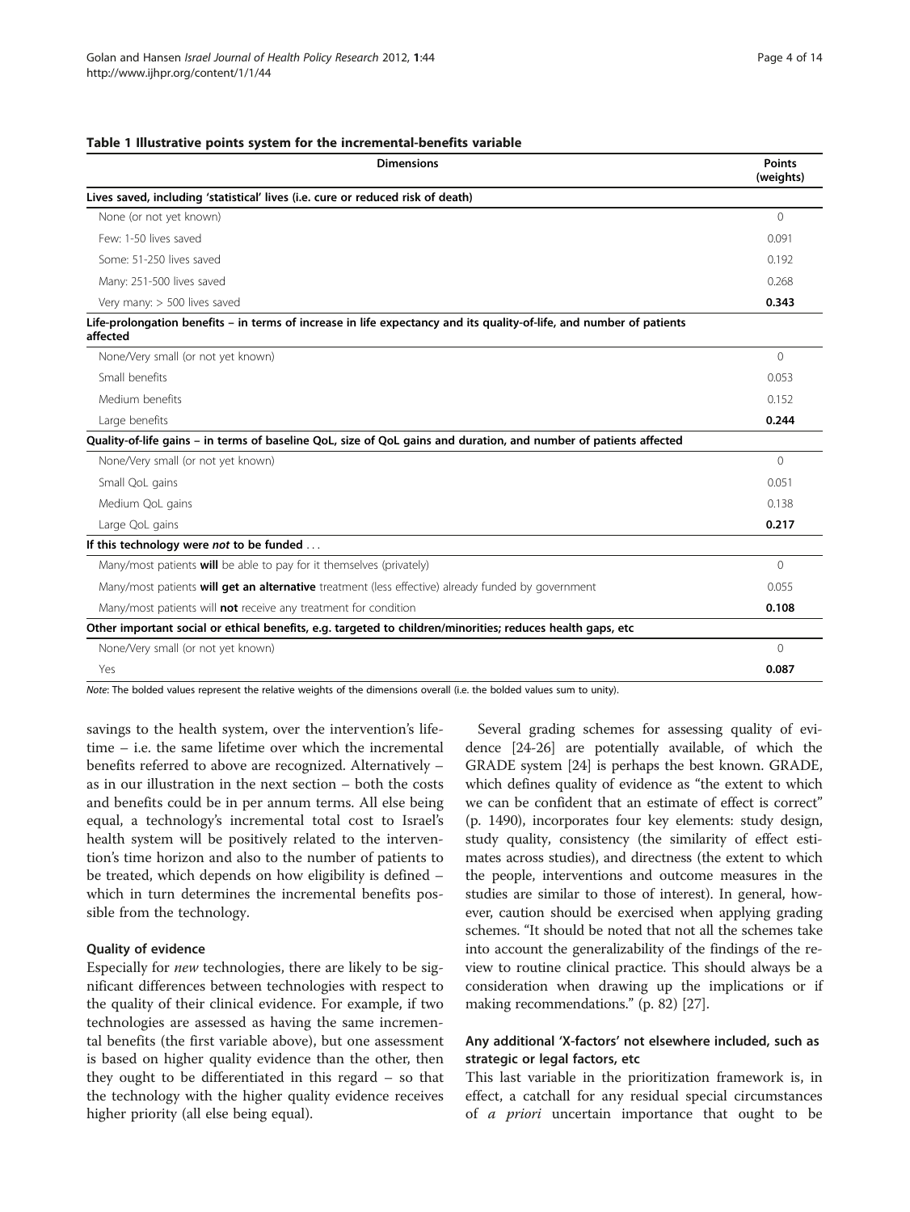**Table 1 Illustrative points system for the incremental-benefits variable**

| Dimensions | Points (weights) |
|---|---|
| **Lives saved, including 'statistical' lives (i.e. cure or reduced risk of death)** | |
| None (or not yet known) | 0 |
| Few: 1-50 lives saved | 0.091 |
| Some: 51-250 lives saved | 0.192 |
| Many: 251-500 lives saved | 0.268 |
| Very many: > 500 lives saved | **0.343** |
| **Life-prolongation benefits – in terms of increase in life expectancy and its quality-of-life, and number of patients affected** | |
| None/Very small (or not yet known) | 0 |
| Small benefits | 0.053 |
| Medium benefits | 0.152 |
| Large benefits | **0.244** |
| **Quality-of-life gains – in terms of baseline QoL, size of QoL gains and duration, and number of patients affected** | |
| None/Very small (or not yet known) | 0 |
| Small QoL gains | 0.051 |
| Medium QoL gains | 0.138 |
| Large QoL gains | **0.217** |
| **If this technology were *not* to be funded ...** | |
| Many/most patients **will** be able to pay for it themselves (privately) | 0 |
| Many/most patients **will get an alternative** treatment (less effective) already funded by government | 0.055 |
| Many/most patients will **not** receive any treatment for condition | **0.108** |
| **Other important social or ethical benefits, e.g. targeted to children/minorities; reduces health gaps, etc** | |
| None/Very small (or not yet known) | 0 |
| Yes | **0.087** |

*Note*: The bolded values represent the relative weights of the dimensions overall (i.e. the bolded values sum to unity).

savings to the health system, over the intervention's lifetime – i.e. the same lifetime over which the incremental benefits referred to above are recognized. Alternatively – as in our illustration in the next section – both the costs and benefits could be in per annum terms. All else being equal, a technology's incremental total cost to Israel's health system will be positively related to the intervention's time horizon and also to the number of patients to be treated, which depends on how eligibility is defined – which in turn determines the incremental benefits possible from the technology.

#### Quality of evidence

Especially for *new* technologies, there are likely to be significant differences between technologies with respect to the quality of their clinical evidence. For example, if two technologies are assessed as having the same incremental benefits (the first variable above), but one assessment is based on higher quality evidence than the other, then they ought to be differentiated in this regard – so that the technology with the higher quality evidence receives higher priority (all else being equal).

Several grading schemes for assessing quality of evidence [24-26] are potentially available, of which the GRADE system [24] is perhaps the best known. GRADE, which defines quality of evidence as "the extent to which we can be confident that an estimate of effect is correct" (p. 1490), incorporates four key elements: study design, study quality, consistency (the similarity of effect estimates across studies), and directness (the extent to which the people, interventions and outcome measures in the studies are similar to those of interest). In general, however, caution should be exercised when applying grading schemes. "It should be noted that not all the schemes take into account the generalizability of the findings of the review to routine clinical practice. This should always be a consideration when drawing up the implications or if making recommendations." (p. 82) [27].

#### Any additional 'X-factors' not elsewhere included, such as strategic or legal factors, etc

This last variable in the prioritization framework is, in effect, a catchall for any residual special circumstances of *a priori* uncertain importance that ought to be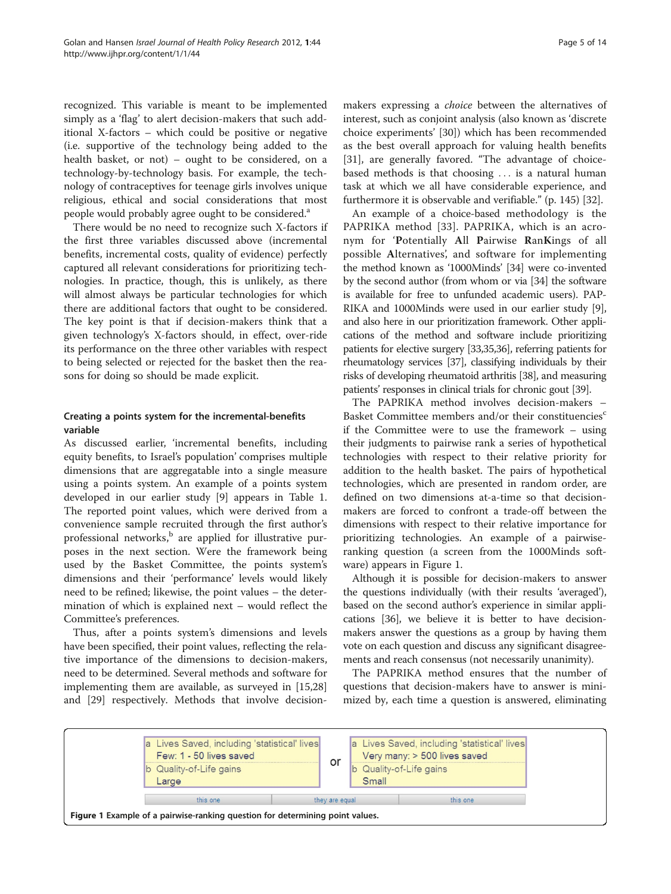recognized. This variable is meant to be implemented simply as a 'flag' to alert decision-makers that such additional X-factors – which could be positive or negative (i.e. supportive of the technology being added to the health basket, or not) – ought to be considered, on a technology-by-technology basis. For example, the technology of contraceptives for teenage girls involves unique religious, ethical and social considerations that most people would probably agree ought to be considered.[a]

There would be no need to recognize such X-factors if the first three variables discussed above (incremental benefits, incremental costs, quality of evidence) perfectly captured all relevant considerations for prioritizing technologies. In practice, though, this is unlikely, as there will almost always be particular technologies for which there are additional factors that ought to be considered. The key point is that if decision-makers think that a given technology's X-factors should, in effect, over-ride its performance on the three other variables with respect to being selected or rejected for the basket then the reasons for doing so should be made explicit.

### Creating a points system for the incremental-benefits variable

As discussed earlier, 'incremental benefits, including equity benefits, to Israel's population' comprises multiple dimensions that are aggregatable into a single measure using a points system. An example of a points system developed in our earlier study [9] appears in Table 1. The reported point values, which were derived from a convenience sample recruited through the first author's professional networks,[b] are applied for illustrative purposes in the next section. Were the framework being used by the Basket Committee, the points system's dimensions and their 'performance' levels would likely need to be refined; likewise, the point values – the determination of which is explained next – would reflect the Committee's preferences.

Thus, after a points system's dimensions and levels have been specified, their point values, reflecting the relative importance of the dimensions to decision-makers, need to be determined. Several methods and software for implementing them are available, as surveyed in [15,28] and [29] respectively. Methods that involve decision-makers expressing a *choice* between the alternatives of interest, such as conjoint analysis (also known as 'discrete choice experiments' [30]) which has been recommended as the best overall approach for valuing health benefits [31], are generally favored. "The advantage of choice-based methods is that choosing … is a natural human task at which we all have considerable experience, and furthermore it is observable and verifiable." (p. 145) [32].

An example of a choice-based methodology is the PAPRIKA method [33]. PAPRIKA, which is an acronym for '**P**otentially **A**ll **P**airwise **R**an**K**ings of all possible **A**lternatives', and software for implementing the method known as '1000Minds' [34] were co-invented by the second author (from whom or via [34] the software is available for free to unfunded academic users). PAPRIKA and 1000Minds were used in our earlier study [9], and also here in our prioritization framework. Other applications of the method and software include prioritizing patients for elective surgery [33,35,36], referring patients for rheumatology services [37], classifying individuals by their risks of developing rheumatoid arthritis [38], and measuring patients' responses in clinical trials for chronic gout [39].

The PAPRIKA method involves decision-makers – Basket Committee members and/or their constituencies[c] if the Committee were to use the framework – using their judgments to pairwise rank a series of hypothetical technologies with respect to their relative priority for addition to the health basket. The pairs of hypothetical technologies, which are presented in random order, are defined on two dimensions at-a-time so that decision-makers are forced to confront a trade-off between the dimensions with respect to their relative importance for prioritizing technologies. An example of a pairwise-ranking question (a screen from the 1000Minds software) appears in Figure 1.

Although it is possible for decision-makers to answer the questions individually (with their results 'averaged'), based on the second author's experience in similar applications [36], we believe it is better to have decision-makers answer the questions as a group by having them vote on each question and discuss any significant disagreements and reach consensus (not necessarily unanimity).

The PAPRIKA method ensures that the number of questions that decision-makers have to answer is minimized by, each time a question is answered, eliminating

a Lives Saved, including 'statistical' lives
Few: 1 - 50 lives saved
b Quality-of-Life gains
Large

or

a Lives Saved, including 'statistical' lives
Very many: > 500 lives saved
b Quality-of-Life gains
Small

this one | they are equal | this one

**Figure 1 Example of a pairwise-ranking question for determining point values.**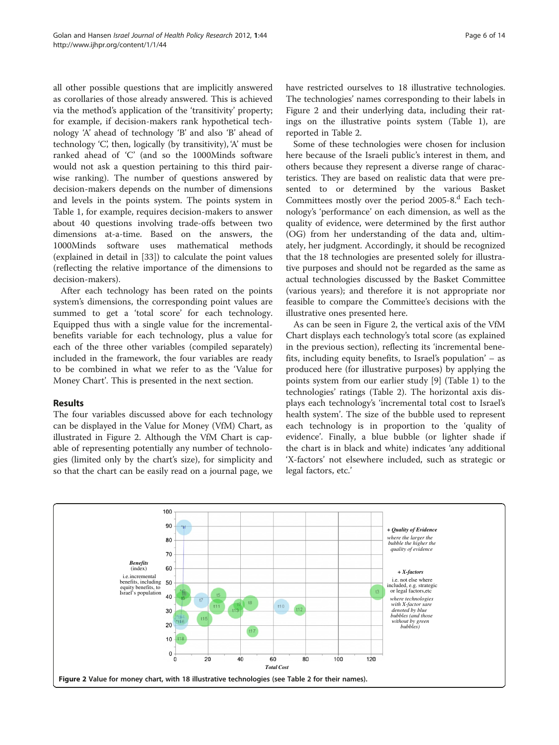all other possible questions that are implicitly answered as corollaries of those already answered. This is achieved via the method's application of the 'transitivity' property; for example, if decision-makers rank hypothetical technology 'A' ahead of technology 'B' and also 'B' ahead of technology 'C', then, logically (by transitivity), 'A' must be ranked ahead of 'C' (and so the 1000Minds software would not ask a question pertaining to this third pairwise ranking). The number of questions answered by decision-makers depends on the number of dimensions and levels in the points system. The points system in Table 1, for example, requires decision-makers to answer about 40 questions involving trade-offs between two dimensions at-a-time. Based on the answers, the 1000Minds software uses mathematical methods (explained in detail in [33]) to calculate the point values (reflecting the relative importance of the dimensions to decision-makers).

After each technology has been rated on the points system's dimensions, the corresponding point values are summed to get a 'total score' for each technology. Equipped thus with a single value for the incremental-benefits variable for each technology, plus a value for each of the three other variables (compiled separately) included in the framework, the four variables are ready to be combined in what we refer to as the 'Value for Money Chart'. This is presented in the next section.

## Results

The four variables discussed above for each technology can be displayed in the Value for Money (VfM) Chart, as illustrated in Figure 2. Although the VfM Chart is capable of representing potentially any number of technologies (limited only by the chart's size), for simplicity and so that the chart can be easily read on a journal page, we have restricted ourselves to 18 illustrative technologies. The technologies' names corresponding to their labels in Figure 2 and their underlying data, including their ratings on the illustrative points system (Table 1), are reported in Table 2.

Some of these technologies were chosen for inclusion here because of the Israeli public's interest in them, and others because they represent a diverse range of characteristics. They are based on realistic data that were presented to or determined by the various Basket Committees mostly over the period 2005-8.[d] Each technology's 'performance' on each dimension, as well as the quality of evidence, were determined by the first author (OG) from her understanding of the data and, ultimately, her judgment. Accordingly, it should be recognized that the 18 technologies are presented solely for illustrative purposes and should not be regarded as the same as actual technologies discussed by the Basket Committee (various years); and therefore it is not appropriate nor feasible to compare the Committee's decisions with the illustrative ones presented here.

As can be seen in Figure 2, the vertical axis of the VfM Chart displays each technology's total score (as explained in the previous section), reflecting its 'incremental benefits, including equity benefits, to Israel's population' – as produced here (for illustrative purposes) by applying the points system from our earlier study [9] (Table 1) to the technologies' ratings (Table 2). The horizontal axis displays each technology's 'incremental total cost to Israel's health system'. The size of the bubble used to represent each technology is in proportion to the 'quality of evidence'. Finally, a blue bubble (or lighter shade if the chart is in black and white) indicates 'any additional 'X-factors' not elsewhere included, such as strategic or legal factors, etc.'

**Figure 2** Value for money chart, with 18 illustrative technologies (see Table 2 for their names).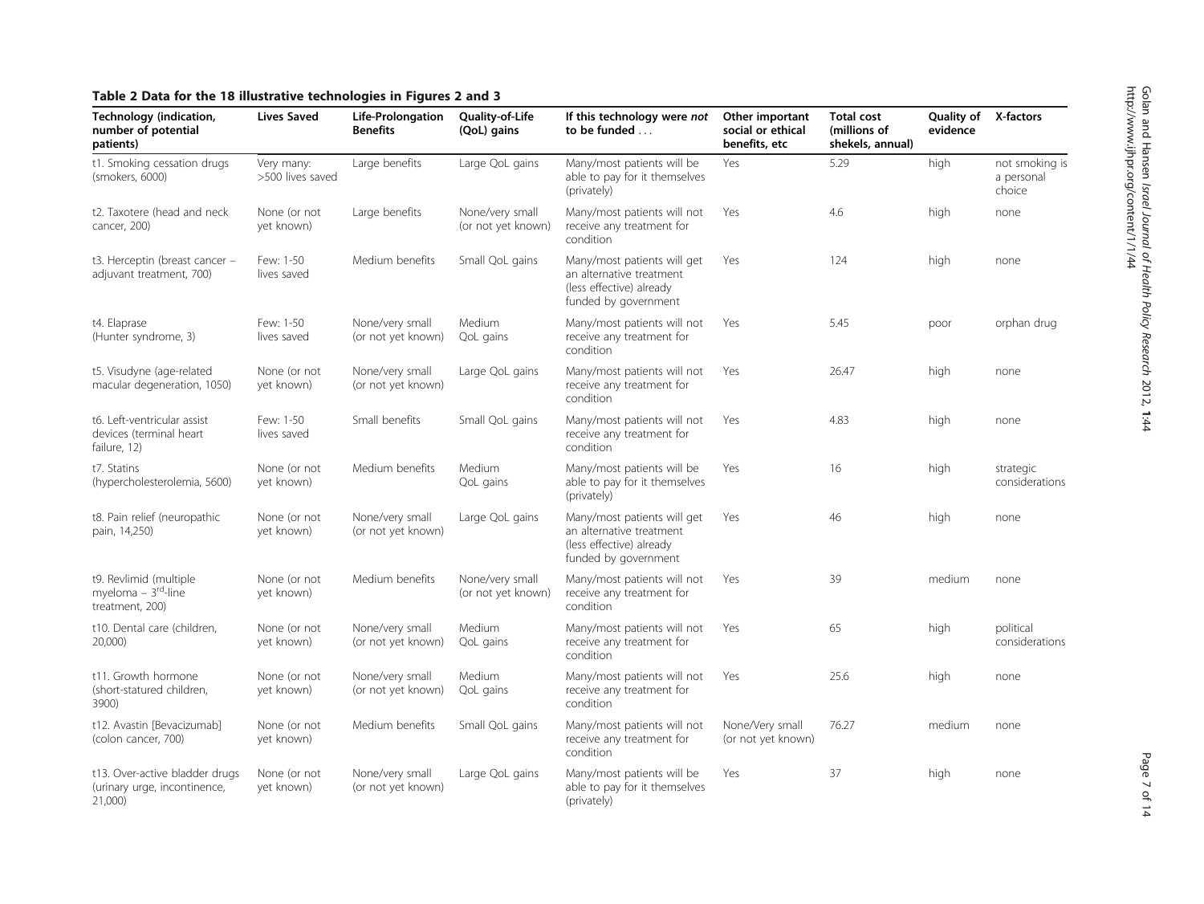**Table 2 Data for the 18 illustrative technologies in Figures 2 and 3**

| Technology (indication, number of potential patients) | Lives Saved | Life-Prolongation Benefits | Quality-of-Life (QoL) gains | If this technology were *not* to be funded … | Other important social or ethical benefits, etc | Total cost (millions of shekels, annual) | Quality of evidence | X-factors |
|---|---|---|---|---|---|---|---|---|
| t1. Smoking cessation drugs (smokers, 6000) | Very many: >500 lives saved | Large benefits | Large QoL gains | Many/most patients will be able to pay for it themselves (privately) | Yes | 5.29 | high | not smoking is a personal choice |
| t2. Taxotere (head and neck cancer, 200) | None (or not yet known) | Large benefits | None/very small (or not yet known) | Many/most patients will not receive any treatment for condition | Yes | 4.6 | high | none |
| t3. Herceptin (breast cancer – adjuvant treatment, 700) | Few: 1-50 lives saved | Medium benefits | Small QoL gains | Many/most patients will get an alternative treatment (less effective) already funded by government | Yes | 124 | high | none |
| t4. Elaprase (Hunter syndrome, 3) | Few: 1-50 lives saved | None/very small (or not yet known) | Medium QoL gains | Many/most patients will not receive any treatment for condition | Yes | 5.45 | poor | orphan drug |
| t5. Visudyne (age-related macular degeneration, 1050) | None (or not yet known) | None/very small (or not yet known) | Large QoL gains | Many/most patients will not receive any treatment for condition | Yes | 26.47 | high | none |
| t6. Left-ventricular assist devices (terminal heart failure, 12) | Few: 1-50 lives saved | Small benefits | Small QoL gains | Many/most patients will not receive any treatment for condition | Yes | 4.83 | high | none |
| t7. Statins (hypercholesterolemia, 5600) | None (or not yet known) | Medium benefits | Medium QoL gains | Many/most patients will be able to pay for it themselves (privately) | Yes | 16 | high | strategic considerations |
| t8. Pain relief (neuropathic pain, 14,250) | None (or not yet known) | None/very small (or not yet known) | Large QoL gains | Many/most patients will get an alternative treatment (less effective) already funded by government | Yes | 46 | high | none |
| t9. Revlimid (multiple myeloma – 3rd-line treatment, 200) | None (or not yet known) | Medium benefits | None/very small (or not yet known) | Many/most patients will not receive any treatment for condition | Yes | 39 | medium | none |
| t10. Dental care (children, 20,000) | None (or not yet known) | None/very small (or not yet known) | Medium QoL gains | Many/most patients will not receive any treatment for condition | Yes | 65 | high | political considerations |
| t11. Growth hormone (short-statured children, 3900) | None (or not yet known) | None/very small (or not yet known) | Medium QoL gains | Many/most patients will not receive any treatment for condition | Yes | 25.6 | high | none |
| t12. Avastin [Bevacizumab] (colon cancer, 700) | None (or not yet known) | Medium benefits | Small QoL gains | Many/most patients will not receive any treatment for condition | None/Very small (or not yet known) | 76.27 | medium | none |
| t13. Over-active bladder drugs (urinary urge, incontinence, 21,000) | None (or not yet known) | None/very small (or not yet known) | Large QoL gains | Many/most patients will be able to pay for it themselves (privately) | Yes | 37 | high | none |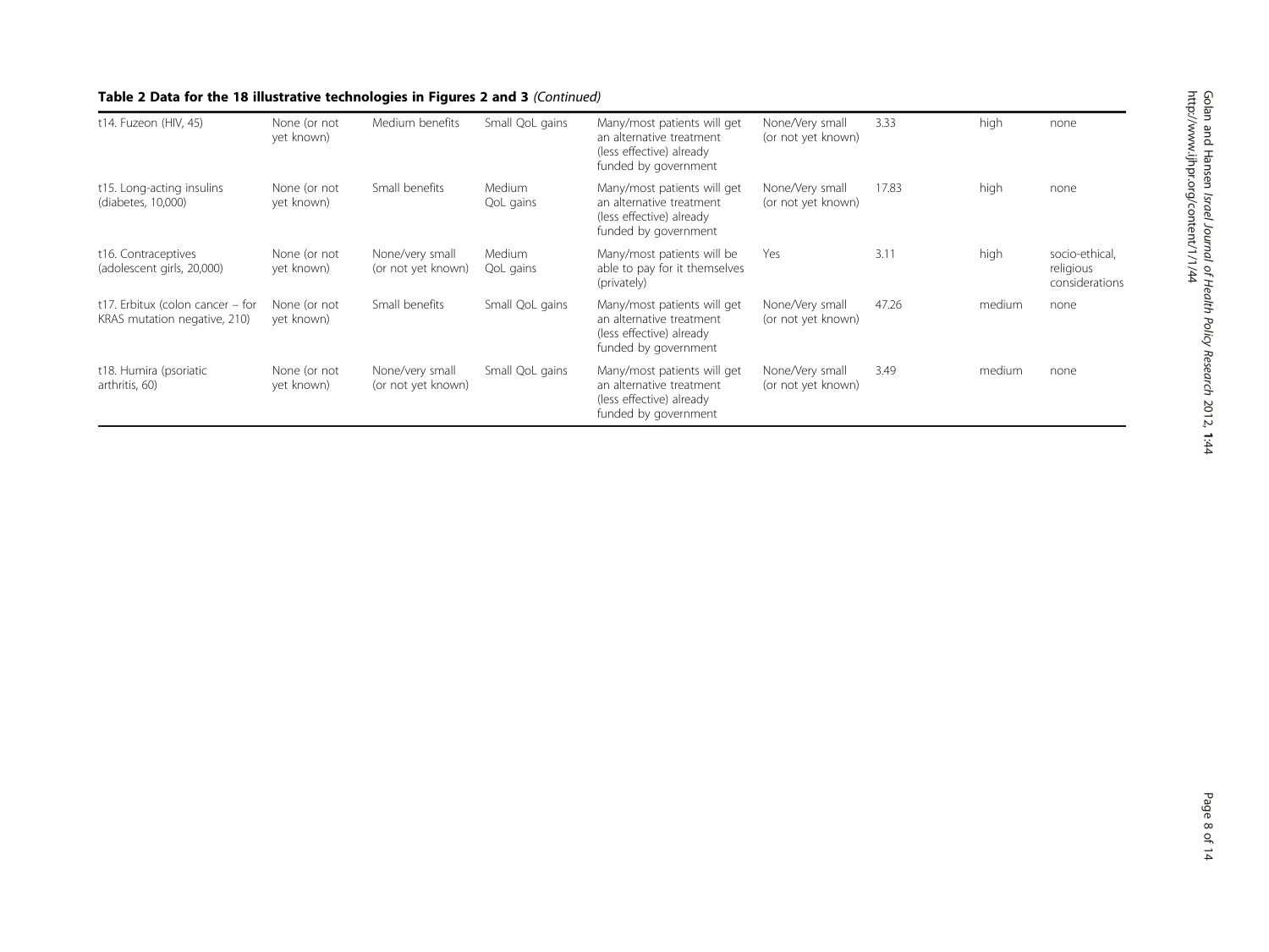**Table 2 Data for the 18 illustrative technologies in Figures 2 and 3** *(Continued)*

| | | | | | | | | |
|---|---|---|---|---|---|---|---|---|
| t14. Fuzeon (HIV, 45) | None (or not yet known) | Medium benefits | Small QoL gains | Many/most patients will get an alternative treatment (less effective) already funded by government | None/Very small (or not yet known) | 3.33 | high | none |
| t15. Long-acting insulins (diabetes, 10,000) | None (or not yet known) | Small benefits | Medium QoL gains | Many/most patients will get an alternative treatment (less effective) already funded by government | None/Very small (or not yet known) | 17.83 | high | none |
| t16. Contraceptives (adolescent girls, 20,000) | None (or not yet known) | None/very small (or not yet known) | Medium QoL gains | Many/most patients will be able to pay for it themselves (privately) | Yes | 3.11 | high | socio-ethical, religious considerations |
| t17. Erbitux (colon cancer – for KRAS mutation negative, 210) | None (or not yet known) | Small benefits | Small QoL gains | Many/most patients will get an alternative treatment (less effective) already funded by government | None/Very small (or not yet known) | 47.26 | medium | none |
| t18. Humira (psoriatic arthritis, 60) | None (or not yet known) | None/very small (or not yet known) | Small QoL gains | Many/most patients will get an alternative treatment (less effective) already funded by government | None/Very small (or not yet known) | 3.49 | medium | none |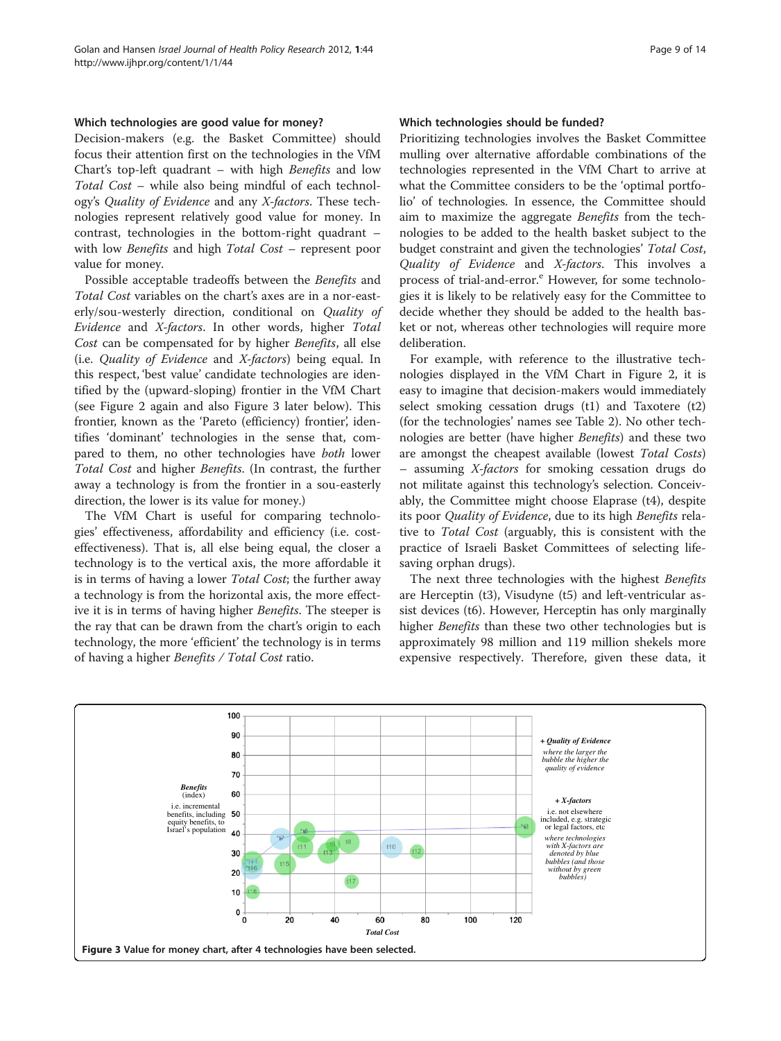### Which technologies are good value for money?

Decision-makers (e.g. the Basket Committee) should focus their attention first on the technologies in the VfM Chart's top-left quadrant – with high *Benefits* and low *Total Cost* – while also being mindful of each technology's *Quality of Evidence* and any *X-factors*. These technologies represent relatively good value for money. In contrast, technologies in the bottom-right quadrant – with low *Benefits* and high *Total Cost* – represent poor value for money.

Possible acceptable tradeoffs between the *Benefits* and *Total Cost* variables on the chart's axes are in a nor-easterly/sou-westerly direction, conditional on *Quality of Evidence* and *X-factors*. In other words, higher *Total Cost* can be compensated for by higher *Benefits*, all else (i.e. *Quality of Evidence* and *X-factors*) being equal. In this respect, 'best value' candidate technologies are identified by the (upward-sloping) frontier in the VfM Chart (see Figure 2 again and also Figure 3 later below). This frontier, known as the 'Pareto (efficiency) frontier', identifies 'dominant' technologies in the sense that, compared to them, no other technologies have *both* lower *Total Cost* and higher *Benefits*. (In contrast, the further away a technology is from the frontier in a sou-easterly direction, the lower is its value for money.)

The VfM Chart is useful for comparing technologies' effectiveness, affordability and efficiency (i.e. cost-effectiveness). That is, all else being equal, the closer a technology is to the vertical axis, the more affordable it is in terms of having a lower *Total Cost*; the further away a technology is from the horizontal axis, the more effective it is in terms of having higher *Benefits*. The steeper is the ray that can be drawn from the chart's origin to each technology, the more 'efficient' the technology is in terms of having a higher *Benefits / Total Cost* ratio.

### Which technologies should be funded?

Prioritizing technologies involves the Basket Committee mulling over alternative affordable combinations of the technologies represented in the VfM Chart to arrive at what the Committee considers to be the 'optimal portfolio' of technologies. In essence, the Committee should aim to maximize the aggregate *Benefits* from the technologies to be added to the health basket subject to the budget constraint and given the technologies' *Total Cost*, *Quality of Evidence* and *X-factors*. This involves a process of trial-and-error.[e] However, for some technologies it is likely to be relatively easy for the Committee to decide whether they should be added to the health basket or not, whereas other technologies will require more deliberation.

For example, with reference to the illustrative technologies displayed in the VfM Chart in Figure 2, it is easy to imagine that decision-makers would immediately select smoking cessation drugs (t1) and Taxotere (t2) (for the technologies' names see Table 2). No other technologies are better (have higher *Benefits*) and these two are amongst the cheapest available (lowest *Total Costs*) – assuming *X-factors* for smoking cessation drugs do not militate against this technology's selection. Conceivably, the Committee might choose Elaprase (t4), despite its poor *Quality of Evidence*, due to its high *Benefits* relative to *Total Cost* (arguably, this is consistent with the practice of Israeli Basket Committees of selecting life-saving orphan drugs).

The next three technologies with the highest *Benefits* are Herceptin (t3), Visudyne (t5) and left-ventricular assist devices (t6). However, Herceptin has only marginally higher *Benefits* than these two other technologies but is approximately 98 million and 119 million shekels more expensive respectively. Therefore, given these data, it

**Figure 3** Value for money chart, after 4 technologies have been selected.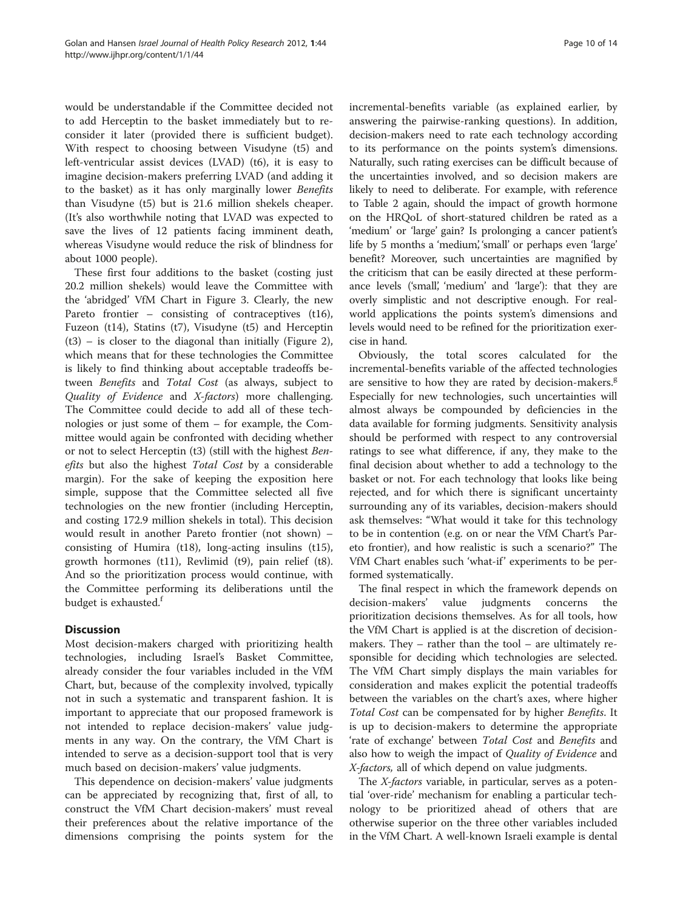would be understandable if the Committee decided not to add Herceptin to the basket immediately but to reconsider it later (provided there is sufficient budget). With respect to choosing between Visudyne (t5) and left-ventricular assist devices (LVAD) (t6), it is easy to imagine decision-makers preferring LVAD (and adding it to the basket) as it has only marginally lower *Benefits* than Visudyne (t5) but is 21.6 million shekels cheaper. (It's also worthwhile noting that LVAD was expected to save the lives of 12 patients facing imminent death, whereas Visudyne would reduce the risk of blindness for about 1000 people).

These first four additions to the basket (costing just 20.2 million shekels) would leave the Committee with the 'abridged' VfM Chart in Figure 3. Clearly, the new Pareto frontier – consisting of contraceptives (t16), Fuzeon (t14), Statins (t7), Visudyne (t5) and Herceptin (t3) – is closer to the diagonal than initially (Figure 2), which means that for these technologies the Committee is likely to find thinking about acceptable tradeoffs between *Benefits* and *Total Cost* (as always, subject to *Quality of Evidence* and *X-factors*) more challenging. The Committee could decide to add all of these technologies or just some of them – for example, the Committee would again be confronted with deciding whether or not to select Herceptin (t3) (still with the highest *Benefits* but also the highest *Total Cost* by a considerable margin). For the sake of keeping the exposition here simple, suppose that the Committee selected all five technologies on the new frontier (including Herceptin, and costing 172.9 million shekels in total). This decision would result in another Pareto frontier (not shown) – consisting of Humira (t18), long-acting insulins (t15), growth hormones (t11), Revlimid (t9), pain relief (t8). And so the prioritization process would continue, with the Committee performing its deliberations until the budget is exhausted.[f]

## Discussion

Most decision-makers charged with prioritizing health technologies, including Israel's Basket Committee, already consider the four variables included in the VfM Chart, but, because of the complexity involved, typically not in such a systematic and transparent fashion. It is important to appreciate that our proposed framework is not intended to replace decision-makers' value judgments in any way. On the contrary, the VfM Chart is intended to serve as a decision-support tool that is very much based on decision-makers' value judgments.

This dependence on decision-makers' value judgments can be appreciated by recognizing that, first of all, to construct the VfM Chart decision-makers' must reveal their preferences about the relative importance of the dimensions comprising the points system for the incremental-benefits variable (as explained earlier, by answering the pairwise-ranking questions). In addition, decision-makers need to rate each technology according to its performance on the points system's dimensions. Naturally, such rating exercises can be difficult because of the uncertainties involved, and so decision makers are likely to need to deliberate. For example, with reference to Table 2 again, should the impact of growth hormone on the HRQoL of short-statured children be rated as a 'medium' or 'large' gain? Is prolonging a cancer patient's life by 5 months a 'medium', 'small' or perhaps even 'large' benefit? Moreover, such uncertainties are magnified by the criticism that can be easily directed at these performance levels ('small', 'medium' and 'large'): that they are overly simplistic and not descriptive enough. For real-world applications the points system's dimensions and levels would need to be refined for the prioritization exercise in hand.

Obviously, the total scores calculated for the incremental-benefits variable of the affected technologies are sensitive to how they are rated by decision-makers.[g] Especially for new technologies, such uncertainties will almost always be compounded by deficiencies in the data available for forming judgments. Sensitivity analysis should be performed with respect to any controversial ratings to see what difference, if any, they make to the final decision about whether to add a technology to the basket or not. For each technology that looks like being rejected, and for which there is significant uncertainty surrounding any of its variables, decision-makers should ask themselves: "What would it take for this technology to be in contention (e.g. on or near the VfM Chart's Pareto frontier), and how realistic is such a scenario?" The VfM Chart enables such 'what-if' experiments to be performed systematically.

The final respect in which the framework depends on decision-makers' value judgments concerns the prioritization decisions themselves. As for all tools, how the VfM Chart is applied is at the discretion of decision-makers. They – rather than the tool – are ultimately responsible for deciding which technologies are selected. The VfM Chart simply displays the main variables for consideration and makes explicit the potential tradeoffs between the variables on the chart's axes, where higher *Total Cost* can be compensated for by higher *Benefits*. It is up to decision-makers to determine the appropriate 'rate of exchange' between *Total Cost* and *Benefits* and also how to weigh the impact of *Quality of Evidence* and *X-factors*, all of which depend on value judgments.

The *X-factors* variable, in particular, serves as a potential 'over-ride' mechanism for enabling a particular technology to be prioritized ahead of others that are otherwise superior on the three other variables included in the VfM Chart. A well-known Israeli example is dental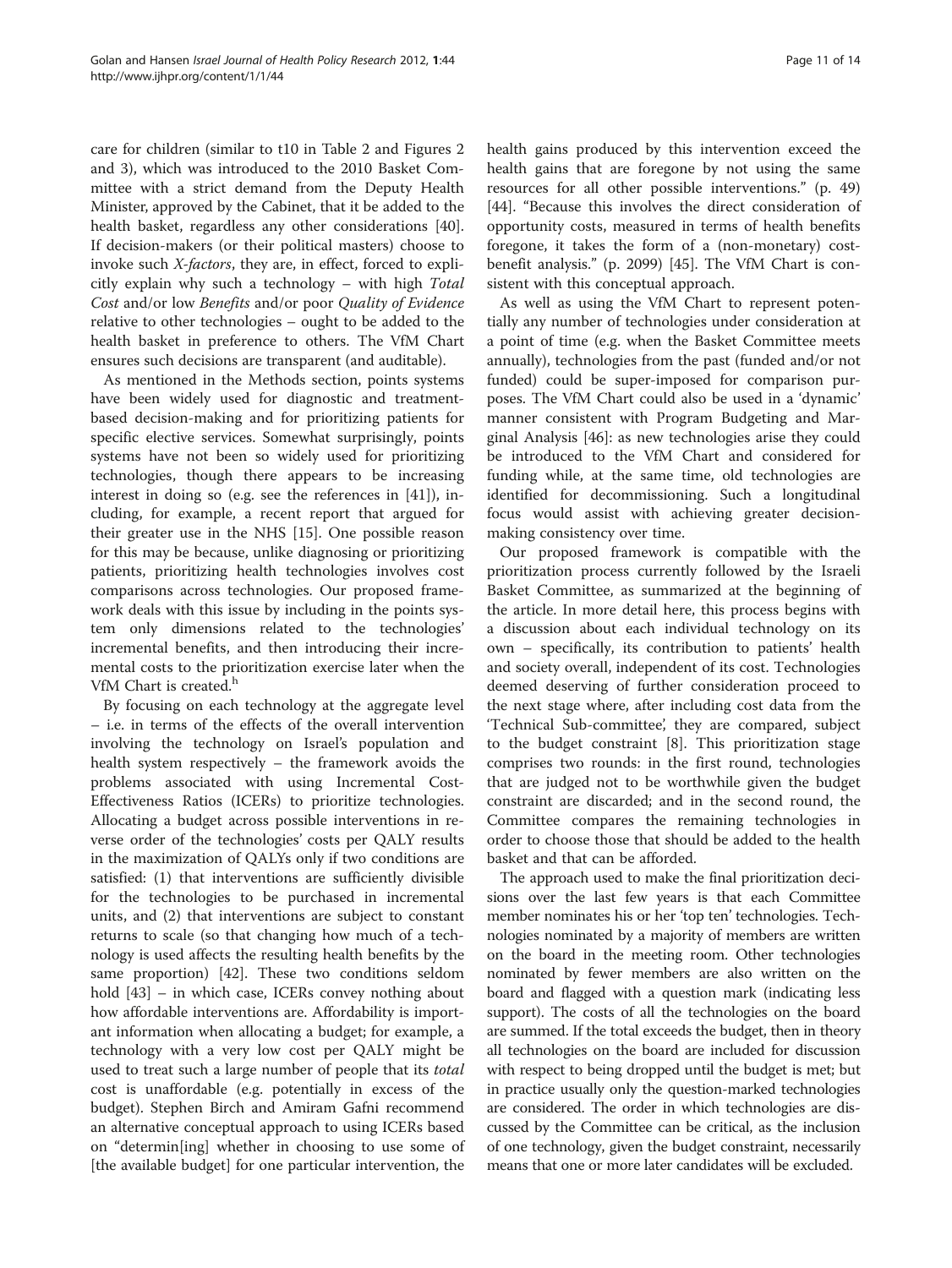care for children (similar to t10 in Table 2 and Figures 2 and 3), which was introduced to the 2010 Basket Committee with a strict demand from the Deputy Health Minister, approved by the Cabinet, that it be added to the health basket, regardless any other considerations [40]. If decision-makers (or their political masters) choose to invoke such *X-factors*, they are, in effect, forced to explicitly explain why such a technology – with high *Total Cost* and/or low *Benefits* and/or poor *Quality of Evidence* relative to other technologies – ought to be added to the health basket in preference to others. The VfM Chart ensures such decisions are transparent (and auditable).

As mentioned in the Methods section, points systems have been widely used for diagnostic and treatment-based decision-making and for prioritizing patients for specific elective services. Somewhat surprisingly, points systems have not been so widely used for prioritizing technologies, though there appears to be increasing interest in doing so (e.g. see the references in [41]), including, for example, a recent report that argued for their greater use in the NHS [15]. One possible reason for this may be because, unlike diagnosing or prioritizing patients, prioritizing health technologies involves cost comparisons across technologies. Our proposed framework deals with this issue by including in the points system only dimensions related to the technologies' incremental benefits, and then introducing their incremental costs to the prioritization exercise later when the VfM Chart is created.[h]

By focusing on each technology at the aggregate level – i.e. in terms of the effects of the overall intervention involving the technology on Israel's population and health system respectively – the framework avoids the problems associated with using Incremental Cost-Effectiveness Ratios (ICERs) to prioritize technologies. Allocating a budget across possible interventions in reverse order of the technologies' costs per QALY results in the maximization of QALYs only if two conditions are satisfied: (1) that interventions are sufficiently divisible for the technologies to be purchased in incremental units, and (2) that interventions are subject to constant returns to scale (so that changing how much of a technology is used affects the resulting health benefits by the same proportion) [42]. These two conditions seldom hold [43] – in which case, ICERs convey nothing about how affordable interventions are. Affordability is important information when allocating a budget; for example, a technology with a very low cost per QALY might be used to treat such a large number of people that its *total* cost is unaffordable (e.g. potentially in excess of the budget). Stephen Birch and Amiram Gafni recommend an alternative conceptual approach to using ICERs based on "determin[ing] whether in choosing to use some of [the available budget] for one particular intervention, the health gains produced by this intervention exceed the health gains that are foregone by not using the same resources for all other possible interventions." (p. 49) [44]. "Because this involves the direct consideration of opportunity costs, measured in terms of health benefits foregone, it takes the form of a (non-monetary) cost-benefit analysis." (p. 2099) [45]. The VfM Chart is consistent with this conceptual approach.

As well as using the VfM Chart to represent potentially any number of technologies under consideration at a point of time (e.g. when the Basket Committee meets annually), technologies from the past (funded and/or not funded) could be super-imposed for comparison purposes. The VfM Chart could also be used in a 'dynamic' manner consistent with Program Budgeting and Marginal Analysis [46]: as new technologies arise they could be introduced to the VfM Chart and considered for funding while, at the same time, old technologies are identified for decommissioning. Such a longitudinal focus would assist with achieving greater decision-making consistency over time.

Our proposed framework is compatible with the prioritization process currently followed by the Israeli Basket Committee, as summarized at the beginning of the article. In more detail here, this process begins with a discussion about each individual technology on its own – specifically, its contribution to patients' health and society overall, independent of its cost. Technologies deemed deserving of further consideration proceed to the next stage where, after including cost data from the 'Technical Sub-committee', they are compared, subject to the budget constraint [8]. This prioritization stage comprises two rounds: in the first round, technologies that are judged not to be worthwhile given the budget constraint are discarded; and in the second round, the Committee compares the remaining technologies in order to choose those that should be added to the health basket and that can be afforded.

The approach used to make the final prioritization decisions over the last few years is that each Committee member nominates his or her 'top ten' technologies. Technologies nominated by a majority of members are written on the board in the meeting room. Other technologies nominated by fewer members are also written on the board and flagged with a question mark (indicating less support). The costs of all the technologies on the board are summed. If the total exceeds the budget, then in theory all technologies on the board are included for discussion with respect to being dropped until the budget is met; but in practice usually only the question-marked technologies are considered. The order in which technologies are discussed by the Committee can be critical, as the inclusion of one technology, given the budget constraint, necessarily means that one or more later candidates will be excluded.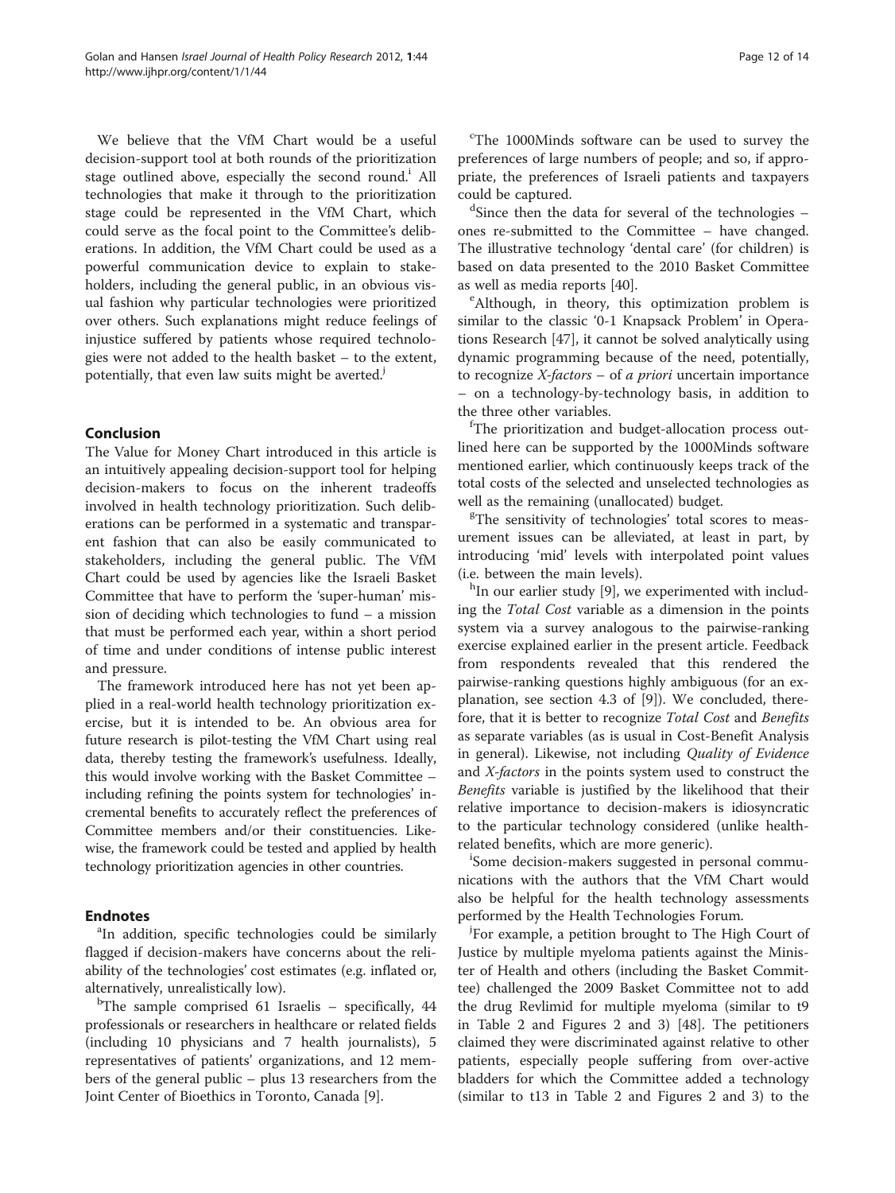We believe that the VfM Chart would be a useful decision-support tool at both rounds of the prioritization stage outlined above, especially the second round.[i] All technologies that make it through to the prioritization stage could be represented in the VfM Chart, which could serve as the focal point to the Committee's deliberations. In addition, the VfM Chart could be used as a powerful communication device to explain to stakeholders, including the general public, in an obvious visual fashion why particular technologies were prioritized over others. Such explanations might reduce feelings of injustice suffered by patients whose required technologies were not added to the health basket – to the extent, potentially, that even law suits might be averted.[j]

## Conclusion

The Value for Money Chart introduced in this article is an intuitively appealing decision-support tool for helping decision-makers to focus on the inherent tradeoffs involved in health technology prioritization. Such deliberations can be performed in a systematic and transparent fashion that can also be easily communicated to stakeholders, including the general public. The VfM Chart could be used by agencies like the Israeli Basket Committee that have to perform the 'super-human' mission of deciding which technologies to fund – a mission that must be performed each year, within a short period of time and under conditions of intense public interest and pressure.

The framework introduced here has not yet been applied in a real-world health technology prioritization exercise, but it is intended to be. An obvious area for future research is pilot-testing the VfM Chart using real data, thereby testing the framework's usefulness. Ideally, this would involve working with the Basket Committee – including refining the points system for technologies' incremental benefits to accurately reflect the preferences of Committee members and/or their constituencies. Likewise, the framework could be tested and applied by health technology prioritization agencies in other countries.

## Endnotes

[a]In addition, specific technologies could be similarly flagged if decision-makers have concerns about the reliability of the technologies' cost estimates (e.g. inflated or, alternatively, unrealistically low).

[b]The sample comprised 61 Israelis – specifically, 44 professionals or researchers in healthcare or related fields (including 10 physicians and 7 health journalists), 5 representatives of patients' organizations, and 12 members of the general public – plus 13 researchers from the Joint Center of Bioethics in Toronto, Canada [9].

[c]The 1000Minds software can be used to survey the preferences of large numbers of people; and so, if appropriate, the preferences of Israeli patients and taxpayers could be captured.

[d]Since then the data for several of the technologies – ones re-submitted to the Committee – have changed. The illustrative technology 'dental care' (for children) is based on data presented to the 2010 Basket Committee as well as media reports [40].

[e]Although, in theory, this optimization problem is similar to the classic '0-1 Knapsack Problem' in Operations Research [47], it cannot be solved analytically using dynamic programming because of the need, potentially, to recognize *X-factors* – of *a priori* uncertain importance – on a technology-by-technology basis, in addition to the three other variables.

[f]The prioritization and budget-allocation process outlined here can be supported by the 1000Minds software mentioned earlier, which continuously keeps track of the total costs of the selected and unselected technologies as well as the remaining (unallocated) budget.

[g]The sensitivity of technologies' total scores to measurement issues can be alleviated, at least in part, by introducing 'mid' levels with interpolated point values (i.e. between the main levels).

[h]In our earlier study [9], we experimented with including the *Total Cost* variable as a dimension in the points system via a survey analogous to the pairwise-ranking exercise explained earlier in the present article. Feedback from respondents revealed that this rendered the pairwise-ranking questions highly ambiguous (for an explanation, see section 4.3 of [9]). We concluded, therefore, that it is better to recognize *Total Cost* and *Benefits* as separate variables (as is usual in Cost-Benefit Analysis in general). Likewise, not including *Quality of Evidence* and *X-factors* in the points system used to construct the *Benefits* variable is justified by the likelihood that their relative importance to decision-makers is idiosyncratic to the particular technology considered (unlike health-related benefits, which are more generic).

[i]Some decision-makers suggested in personal communications with the authors that the VfM Chart would also be helpful for the health technology assessments performed by the Health Technologies Forum.

[j]For example, a petition brought to The High Court of Justice by multiple myeloma patients against the Minister of Health and others (including the Basket Committee) challenged the 2009 Basket Committee not to add the drug Revlimid for multiple myeloma (similar to t9 in Table 2 and Figures 2 and 3) [48]. The petitioners claimed they were discriminated against relative to other patients, especially people suffering from over-active bladders for which the Committee added a technology (similar to t13 in Table 2 and Figures 2 and 3) to the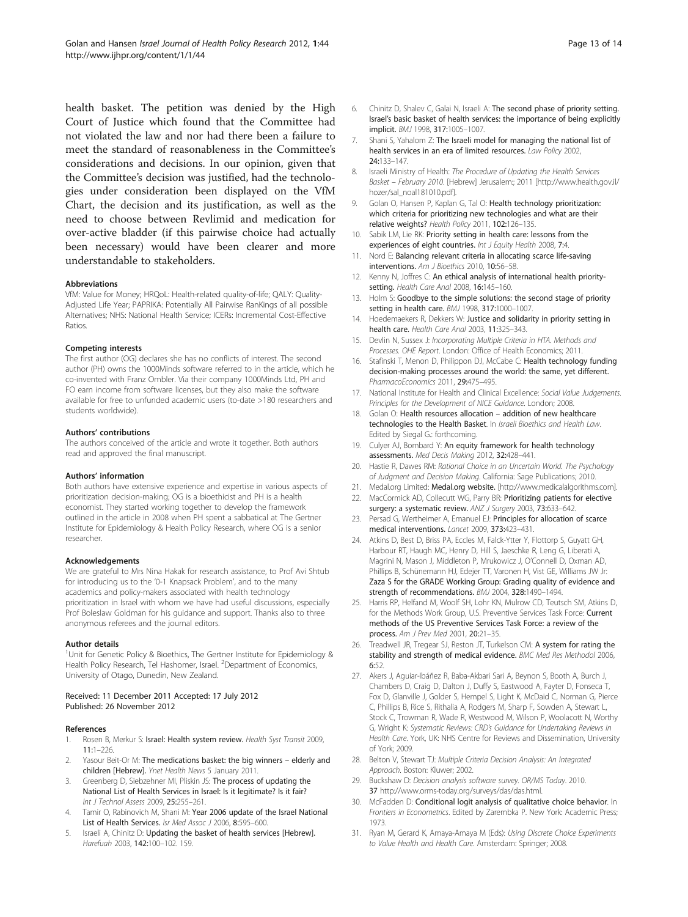health basket. The petition was denied by the High Court of Justice which found that the Committee had not violated the law and nor had there been a failure to meet the standard of reasonableness in the Committee's considerations and decisions. In our opinion, given that the Committee's decision was justified, had the technologies under consideration been displayed on the VfM Chart, the decision and its justification, as well as the need to choose between Revlimid and medication for over-active bladder (if this pairwise choice had actually been necessary) would have been clearer and more understandable to stakeholders.

#### Abbreviations

VfM: Value for Money; HRQoL: Health-related quality-of-life; QALY: Quality-Adjusted Life Year; PAPRIKA: Potentially All Pairwise RanKings of all possible Alternatives; NHS: National Health Service; ICERs: Incremental Cost-Effective Ratios.

#### Competing interests

The first author (OG) declares she has no conflicts of interest. The second author (PH) owns the 1000Minds software referred to in the article, which he co-invented with Franz Ombler. Via their company 1000Minds Ltd, PH and FO earn income from software licenses, but they also make the software available for free to unfunded academic users (to-date >180 researchers and students worldwide).

#### Authors' contributions

The authors conceived of the article and wrote it together. Both authors read and approved the final manuscript.

#### Authors' information

Both authors have extensive experience and expertise in various aspects of prioritization decision-making; OG is a bioethicist and PH is a health economist. They started working together to develop the framework outlined in the article in 2008 when PH spent a sabbatical at The Gertner Institute for Epidemiology & Health Policy Research, where OG is a senior researcher.

#### Acknowledgements

We are grateful to Mrs Nina Hakak for research assistance, to Prof Avi Shtub for introducing us to the '0-1 Knapsack Problem', and to the many academics and policy-makers associated with health technology prioritization in Israel with whom we have had useful discussions, especially Prof Boleslaw Goldman for his guidance and support. Thanks also to three anonymous referees and the journal editors.

#### Author details

[1]Unit for Genetic Policy & Bioethics, The Gertner Institute for Epidemiology & Health Policy Research, Tel Hashomer, Israel. [2]Department of Economics, University of Otago, Dunedin, New Zealand.

Received: 11 December 2011 Accepted: 17 July 2012
Published: 26 November 2012

#### References

1. Rosen B, Merkur S: **Israel: Health system review.** *Health Syst Transit* 2009, **11:**1–226.
2. Yasour Beit-Or M: **The medications basket: the big winners – elderly and children [Hebrew].** *Ynet Health News* 5 January 2011.
3. Greenberg D, Siebzehner MI, Pliskin JS: **The process of updating the National List of Health Services in Israel: Is it legitimate? Is it fair?** *Int J Technol Assess* 2009, **25:**255–261.
4. Tamir O, Rabinovich M, Shani M: **Year 2006 update of the Israel National List of Health Services.** *Isr Med Assoc J* 2006, **8:**595–600.
5. Israeli A, Chinitz D: **Updating the basket of health services [Hebrew].** *Harefuah* 2003, **142:**100–102. 159.
6. Chinitz D, Shalev C, Galai N, Israeli A: **The second phase of priority setting. Israel's basic basket of health services: the importance of being explicitly implicit.** *BMJ* 1998, **317:**1005–1007.
7. Shani S, Yahalom Z: **The Israeli model for managing the national list of health services in an era of limited resources.** *Law Policy* 2002, **24:**133–147.
8. Israeli Ministry of Health: *The Procedure of Updating the Health Services Basket – February 2010*. [Hebrew] Jerusalem:; 2011 [http://www.health.gov.il/hozer/sal_noal181010.pdf].
9. Golan O, Hansen P, Kaplan G, Tal O: **Health technology prioritization: which criteria for prioritizing new technologies and what are their relative weights?** *Health Policy* 2011, **102:**126–135.
10. Sabik LM, Lie RK: **Priority setting in health care: lessons from the experiences of eight countries.** *Int J Equity Health* 2008, **7:**4.
11. Nord E: **Balancing relevant criteria in allocating scarce life-saving interventions.** *Am J Bioethics* 2010, **10:**56–58.
12. Kenny N, Joffres C: **An ethical analysis of international health priority-setting.** *Health Care Anal* 2008, **16:**145–160.
13. Holm S: **Goodbye to the simple solutions: the second stage of priority setting in health care.** *BMJ* 1998, **317:**1000–1007.
14. Hoedemaekers R, Dekkers W: **Justice and solidarity in priority setting in health care.** *Health Care Anal* 2003, **11:**325–343.
15. Devlin N, Sussex J: *Incorporating Multiple Criteria in HTA. Methods and Processes. OHE Report*. London: Office of Health Economics; 2011.
16. Stafinski T, Menon D, Philippon DJ, McCabe C: **Health technology funding decision-making processes around the world: the same, yet different.** *PharmacoEconomics* 2011, **29:**475–495.
17. National Institute for Health and Clinical Excellence: *Social Value Judgements. Principles for the Development of NICE Guidance*. London; 2008.
18. Golan O: **Health resources allocation – addition of new healthcare technologies to the Health Basket.** In *Israeli Bioethics and Health Law*. Edited by Siegal G.: forthcoming.
19. Culyer AJ, Bombard Y: **An equity framework for health technology assessments.** *Med Decis Making* 2012, **32:**428–441.
20. Hastie R, Dawes RM: *Rational Choice in an Uncertain World. The Psychology of Judgment and Decision Making*. California: Sage Publications; 2010.
21. Medal.org Limited: **Medal.org website.** [http://www.medicalalgorithms.com].
22. MacCormick AD, Collecutt WG, Parry BR: **Prioritizing patients for elective surgery: a systematic review.** *ANZ J Surgery* 2003, **73:**633–642.
23. Persad G, Wertheimer A, Emanuel EJ: **Principles for allocation of scarce medical interventions.** *Lancet* 2009, **373:**423–431.
24. Atkins D, Best D, Briss PA, Eccles M, Falck-Ytter Y, Flottorp S, Guyatt GH, Harbour RT, Haugh MC, Henry D, Hill S, Jaeschke R, Leng G, Liberati A, Magrini N, Mason J, Middleton P, Mrukowicz J, O'Connell D, Oxman AD, Phillips B, Schünemann HJ, Edejer TT, Varonen H, Vist GE, Williams JW Jr: **Zaza S for the GRADE Working Group: Grading quality of evidence and strength of recommendations.** *BMJ* 2004, **328:**1490–1494.
25. Harris RP, Helfand M, Woolf SH, Lohr KN, Mulrow CD, Teutsch SM, Atkins D, for the Methods Work Group, U.S. Preventive Services Task Force: **Current methods of the US Preventive Services Task Force: a review of the process.** *Am J Prev Med* 2001, **20:**21–35.
26. Treadwell JR, Tregear SJ, Reston JT, Turkelson CM: **A system for rating the stability and strength of medical evidence.** *BMC Med Res Methodol* 2006, **6:**52.
27. Akers J, Aguiar-Ibáñez R, Baba-Akbari Sari A, Beynon S, Booth A, Burch J, Chambers D, Craig D, Dalton J, Duffy S, Eastwood A, Fayter D, Fonseca T, Fox D, Glanville J, Golder S, Hempel S, Light K, McDaid C, Norman G, Pierce C, Phillips B, Rice S, Rithalia A, Rodgers M, Sharp F, Sowden A, Stewart L, Stock C, Trowman R, Wade R, Westwood M, Wilson P, Woolacott N, Worthy G, Wright K: *Systematic Reviews: CRD's Guidance for Undertaking Reviews in Health Care*. York, UK: NHS Centre for Reviews and Dissemination, University of York; 2009.
28. Belton V, Stewart TJ: *Multiple Criteria Decision Analysis: An Integrated Approach*. Boston: Kluwer; 2002.
29. Buckshaw D: *Decision analysis software survey. OR/MS Today*. 2010. 37 http://www.orms-today.org/surveys/das/das.html.
30. McFadden D: **Conditional logit analysis of qualitative choice behavior.** In *Frontiers in Econometrics*. Edited by Zarembka P. New York: Academic Press; 1973.
31. Ryan M, Gerard K, Amaya-Amaya M (Eds): *Using Discrete Choice Experiments to Value Health and Health Care*. Amsterdam: Springer; 2008.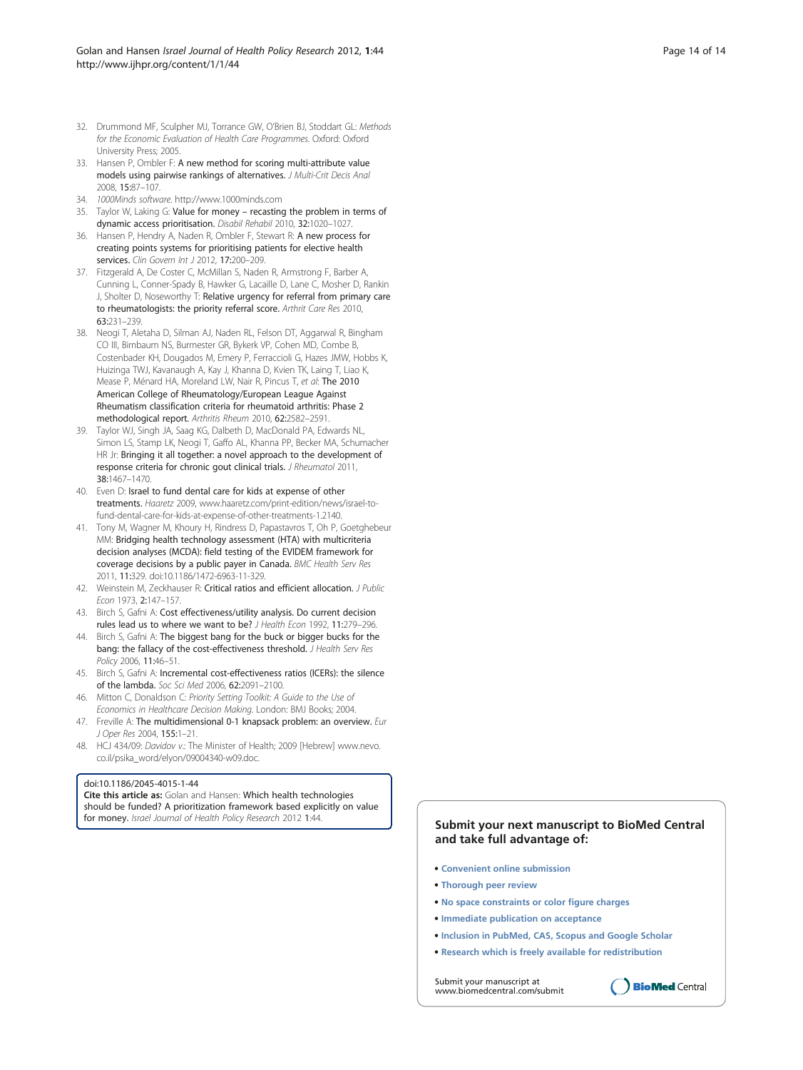32. Drummond MF, Sculpher MJ, Torrance GW, O'Brien BJ, Stoddart GL: *Methods for the Economic Evaluation of Health Care Programmes*. Oxford: Oxford University Press; 2005.
33. Hansen P, Ombler F: **A new method for scoring multi-attribute value models using pairwise rankings of alternatives.** *J Multi-Crit Decis Anal* 2008, **15:**87–107.
34. *1000Minds software*. http://www.1000minds.com
35. Taylor W, Laking G: **Value for money – recasting the problem in terms of dynamic access prioritisation.** *Disabil Rehabil* 2010, **32:**1020–1027.
36. Hansen P, Hendry A, Naden R, Ombler F, Stewart R: **A new process for creating points systems for prioritising patients for elective health services.** *Clin Govern Int J* 2012, **17:**200–209.
37. Fitzgerald A, De Coster C, McMillan S, Naden R, Armstrong F, Barber A, Cunning L, Conner-Spady B, Hawker G, Lacaille D, Lane C, Mosher D, Rankin J, Sholter D, Noseworthy T: **Relative urgency for referral from primary care to rheumatologists: the priority referral score.** *Arthrit Care Res* 2010, **63:**231–239.
38. Neogi T, Aletaha D, Silman AJ, Naden RL, Felson DT, Aggarwal R, Bingham CO III, Birnbaum NS, Burmester GR, Bykerk VP, Cohen MD, Combe B, Costenbader KH, Dougados M, Emery P, Ferraccioli G, Hazes JMW, Hobbs K, Huizinga TWJ, Kavanaugh A, Kay J, Khanna D, Kvien TK, Laing T, Liao K, Mease P, Ménard HA, Moreland LW, Nair R, Pincus T, *et al*: **The 2010 American College of Rheumatology/European League Against Rheumatism classification criteria for rheumatoid arthritis: Phase 2 methodological report.** *Arthritis Rheum* 2010, **62:**2582–2591.
39. Taylor WJ, Singh JA, Saag KG, Dalbeth D, MacDonald PA, Edwards NL, Simon LS, Stamp LK, Neogi T, Gaffo AL, Khanna PP, Becker MA, Schumacher HR Jr: **Bringing it all together: a novel approach to the development of response criteria for chronic gout clinical trials.** *J Rheumatol* 2011, **38:**1467–1470.
40. Even D: **Israel to fund dental care for kids at expense of other treatments.** *Haaretz* 2009, www.haaretz.com/print-edition/news/israel-to-fund-dental-care-for-kids-at-expense-of-other-treatments-1.2140.
41. Tony M, Wagner M, Khoury H, Rindress D, Papastavros T, Oh P, Goetghebeur MM: **Bridging health technology assessment (HTA) with multicriteria decision analyses (MCDA): field testing of the EVIDEM framework for coverage decisions by a public payer in Canada.** *BMC Health Serv Res* 2011, **11:**329. doi:10.1186/1472-6963-11-329.
42. Weinstein M, Zeckhauser R: **Critical ratios and efficient allocation.** *J Public Econ* 1973, **2:**147–157.
43. Birch S, Gafni A: **Cost effectiveness/utility analysis. Do current decision rules lead us to where we want to be?** *J Health Econ* 1992, **11:**279–296.
44. Birch S, Gafni A: **The biggest bang for the buck or bigger bucks for the bang: the fallacy of the cost-effectiveness threshold.** *J Health Serv Res Policy* 2006, **11:**46–51.
45. Birch S, Gafni A: **Incremental cost-effectiveness ratios (ICERs): the silence of the lambda.** *Soc Sci Med* 2006, **62:**2091–2100.
46. Mitton C, Donaldson C: *Priority Setting Toolkit: A Guide to the Use of Economics in Healthcare Decision Making*. London: BMJ Books; 2004.
47. Freville A: **The multidimensional 0-1 knapsack problem: an overview.** *Eur J Oper Res* 2004, **155:**1–21.
48. HCJ 434/09: *Davidov v.:* The Minister of Health; 2009 [Hebrew] www.nevo.co.il/psika_word/elyon/09004340-w09.doc.

doi:10.1186/2045-4015-1-44

**Cite this article as:** Golan and Hansen: Which health technologies should be funded? A prioritization framework based explicitly on value for money. *Israel Journal of Health Policy Research* 2012 **1**:44.

**Submit your next manuscript to BioMed Central and take full advantage of:**

- **Convenient online submission**
- **Thorough peer review**
- **No space constraints or color figure charges**
- **Immediate publication on acceptance**
- **Inclusion in PubMed, CAS, Scopus and Google Scholar**
- **Research which is freely available for redistribution**

Submit your manuscript at www.biomedcentral.com/submit

BioMed Central